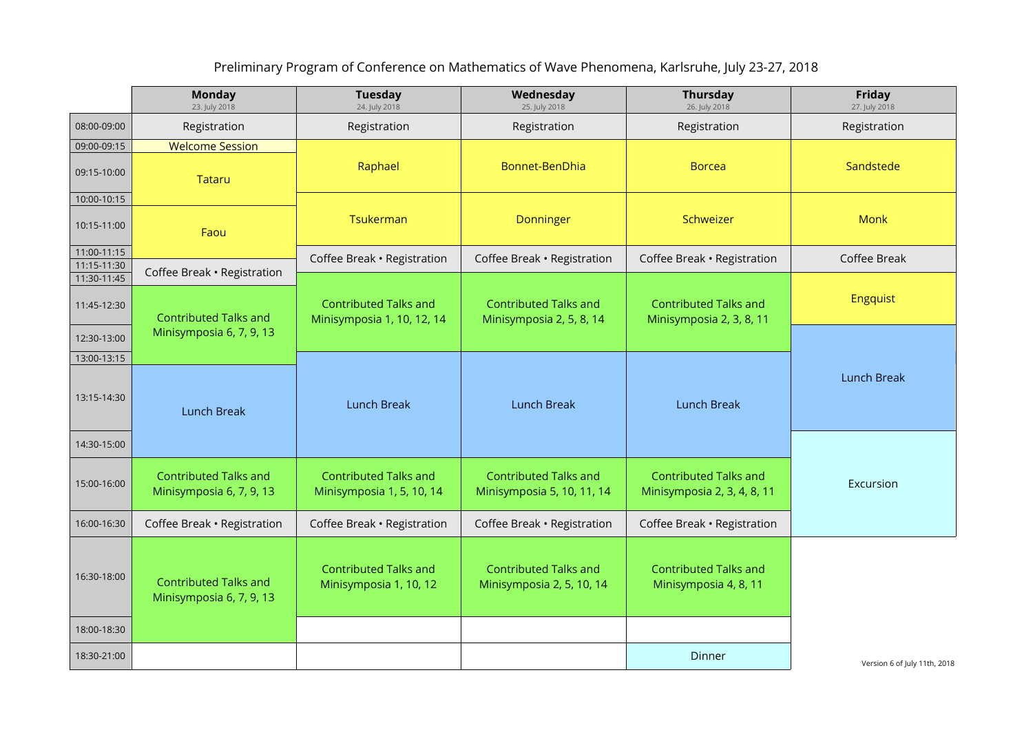# Preliminary Program of Conference on Mathematics of Wave Phenomena, Karlsruhe, July 23-27, 2018

| | **Monday** 23. July 2018 | **Tuesday** 24. July 2018 | **Wednesday** 25. July 2018 | **Thursday** 26. July 2018 | **Friday** 27. July 2018 |
|---|---|---|---|---|---|
| 08:00-09:00 | Registration | Registration | Registration | Registration | Registration |
| 09:00-09:15 | Welcome Session | Raphael | Bonnet-BenDhia | Borcea | Sandstede |
| 09:15-10:00 | Tataru | Raphael | Bonnet-BenDhia | Borcea | Sandstede |
| 10:00-10:15 | Tataru | Tsukerman | Donninger | Schweizer | Monk |
| 10:15-11:00 | Faou | Tsukerman | Donninger | Schweizer | Monk |
| 11:00-11:15 | Faou | Coffee Break • Registration | Coffee Break • Registration | Coffee Break • Registration | Coffee Break |
| 11:15-11:30 | Coffee Break • Registration | Coffee Break • Registration | Coffee Break • Registration | Coffee Break • Registration | Coffee Break |
| 11:30-11:45 | Coffee Break • Registration | Contributed Talks and Minisymposia 1, 10, 12, 14 | Contributed Talks and Minisymposia 2, 5, 8, 14 | Contributed Talks and Minisymposia 2, 3, 8, 11 | Engquist |
| 11:45-12:30 | Contributed Talks and Minisymposia 6, 7, 9, 13 | Contributed Talks and Minisymposia 1, 10, 12, 14 | Contributed Talks and Minisymposia 2, 5, 8, 14 | Contributed Talks and Minisymposia 2, 3, 8, 11 | Engquist |
| 12:30-13:00 | Contributed Talks and Minisymposia 6, 7, 9, 13 | Contributed Talks and Minisymposia 1, 10, 12, 14 | Contributed Talks and Minisymposia 2, 5, 8, 14 | Contributed Talks and Minisymposia 2, 3, 8, 11 | Lunch Break |
| 13:00-13:15 | Contributed Talks and Minisymposia 6, 7, 9, 13 | Lunch Break | Lunch Break | Lunch Break | Lunch Break |
| 13:15-14:30 | Lunch Break | Lunch Break | Lunch Break | Lunch Break | Lunch Break |
| 14:30-15:00 | Lunch Break | Lunch Break | Lunch Break | Lunch Break | Excursion |
| 15:00-16:00 | Contributed Talks and Minisymposia 6, 7, 9, 13 | Contributed Talks and Minisymposia 1, 5, 10, 14 | Contributed Talks and Minisymposia 5, 10, 11, 14 | Contributed Talks and Minisymposia 2, 3, 4, 8, 11 | Excursion |
| 16:00-16:30 | Coffee Break • Registration | Coffee Break • Registration | Coffee Break • Registration | Coffee Break • Registration | Excursion |
| 16:30-18:00 | Contributed Talks and Minisymposia 6, 7, 9, 13 | Contributed Talks and Minisymposia 1, 10, 12 | Contributed Talks and Minisymposia 2, 5, 10, 14 | Contributed Talks and Minisymposia 4, 8, 11 | |
| 18:00-18:30 | Contributed Talks and Minisymposia 6, 7, 9, 13 | | | | |
| 18:30-21:00 | | | | Dinner | |

Version 6 of July 11th, 2018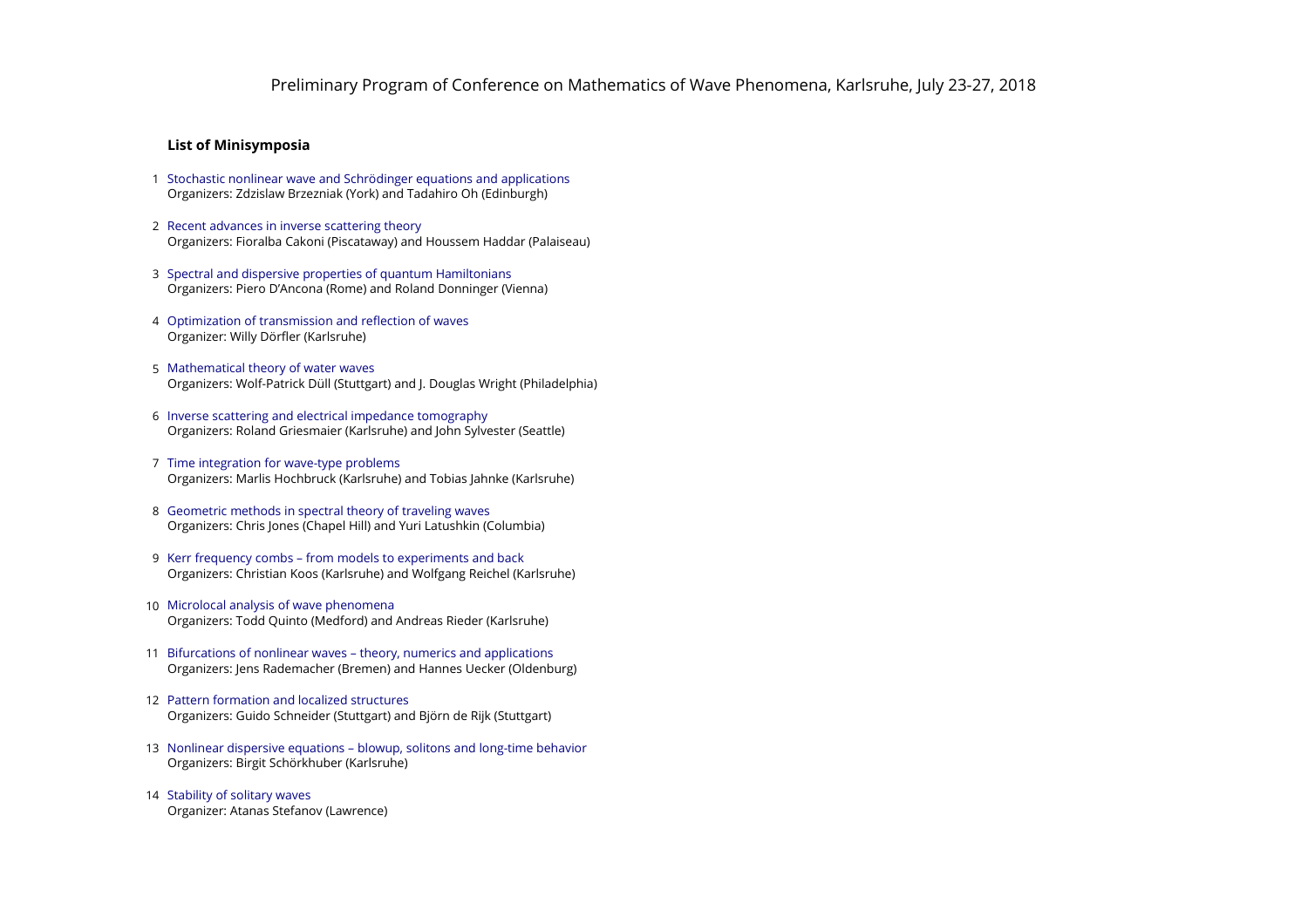# Preliminary Program of Conference on Mathematics of Wave Phenomena, Karlsruhe, July 23-27, 2018

## List of Minisymposia

1. Stochastic nonlinear wave and Schrödinger equations and applications
   Organizers: Zdzislaw Brzezniak (York) and Tadahiro Oh (Edinburgh)

2. Recent advances in inverse scattering theory
   Organizers: Fioralba Cakoni (Piscataway) and Houssem Haddar (Palaiseau)

3. Spectral and dispersive properties of quantum Hamiltonians
   Organizers: Piero D'Ancona (Rome) and Roland Donninger (Vienna)

4. Optimization of transmission and reflection of waves
   Organizer: Willy Dörfler (Karlsruhe)

5. Mathematical theory of water waves
   Organizers: Wolf-Patrick Düll (Stuttgart) and J. Douglas Wright (Philadelphia)

6. Inverse scattering and electrical impedance tomography
   Organizers: Roland Griesmaier (Karlsruhe) and John Sylvester (Seattle)

7. Time integration for wave-type problems
   Organizers: Marlis Hochbruck (Karlsruhe) and Tobias Jahnke (Karlsruhe)

8. Geometric methods in spectral theory of traveling waves
   Organizers: Chris Jones (Chapel Hill) and Yuri Latushkin (Columbia)

9. Kerr frequency combs – from models to experiments and back
   Organizers: Christian Koos (Karlsruhe) and Wolfgang Reichel (Karlsruhe)

10. Microlocal analysis of wave phenomena
    Organizers: Todd Quinto (Medford) and Andreas Rieder (Karlsruhe)

11. Bifurcations of nonlinear waves – theory, numerics and applications
    Organizers: Jens Rademacher (Bremen) and Hannes Uecker (Oldenburg)

12. Pattern formation and localized structures
    Organizers: Guido Schneider (Stuttgart) and Björn de Rijk (Stuttgart)

13. Nonlinear dispersive equations – blowup, solitons and long-time behavior
    Organizers: Birgit Schörkhuber (Karlsruhe)

14. Stability of solitary waves
    Organizer: Atanas Stefanov (Lawrence)